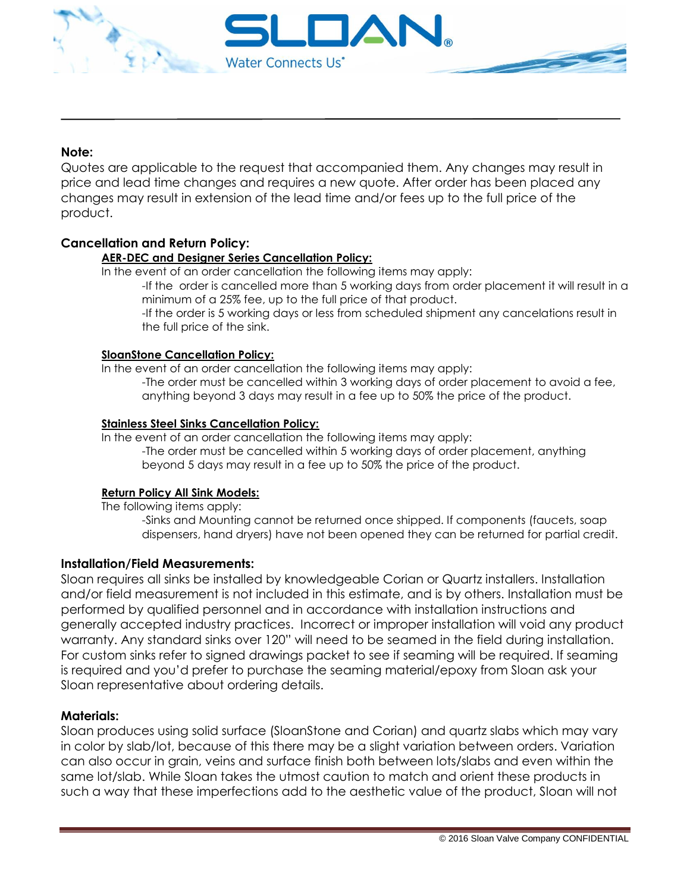**Note:**

Quotes are applicable to the request that accompanied them. Any changes may result in price and lead time changes and requires a new quote. After order has been placed any changes may result in extension of the lead time and/or fees up to the full price of the product.

**Cancellation and Return Policy:**

**AER-DEC and Designer Series Cancellation Policy:**

In the event of an order cancellation the following items may apply:

-If the order is cancelled more than 5 working days from order placement it will result in a minimum of a 25% fee, up to the full price of that product.

-If the order is 5 working days or less from scheduled shipment any cancelations result in the full price of the sink.

**SloanStone Cancellation Policy:**

In the event of an order cancellation the following items may apply:

-The order must be cancelled within 3 working days of order placement to avoid a fee, anything beyond 3 days may result in a fee up to 50% the price of the product.

**Stainless Steel Sinks Cancellation Policy:**

In the event of an order cancellation the following items may apply:

-The order must be cancelled within 5 working days of order placement, anything beyond 5 days may result in a fee up to 50% the price of the product.

**Return Policy All Sink Models:**

The following items apply:

-Sinks and Mounting cannot be returned once shipped. If components (faucets, soap dispensers, hand dryers) have not been opened they can be returned for partial credit.

**Installation/Field Measurements:**

Sloan requires all sinks be installed by knowledgeable Corian or Quartz installers. Installation and/or field measurement is not included in this estimate, and is by others. Installation must be performed by qualified personnel and in accordance with installation instructions and generally accepted industry practices. Incorrect or improper installation will void any product warranty. Any standard sinks over 120" will need to be seamed in the field during installation. For custom sinks refer to signed drawings packet to see if seaming will be required. If seaming is required and you'd prefer to purchase the seaming material/epoxy from Sloan ask your Sloan representative about ordering details.

**Materials:**

Sloan produces using solid surface (SloanStone and Corian) and quartz slabs which may vary in color by slab/lot, because of this there may be a slight variation between orders. Variation can also occur in grain, veins and surface finish both between lots/slabs and even within the same lot/slab. While Sloan takes the utmost caution to match and orient these products in such a way that these imperfections add to the aesthetic value of the product, Sloan will not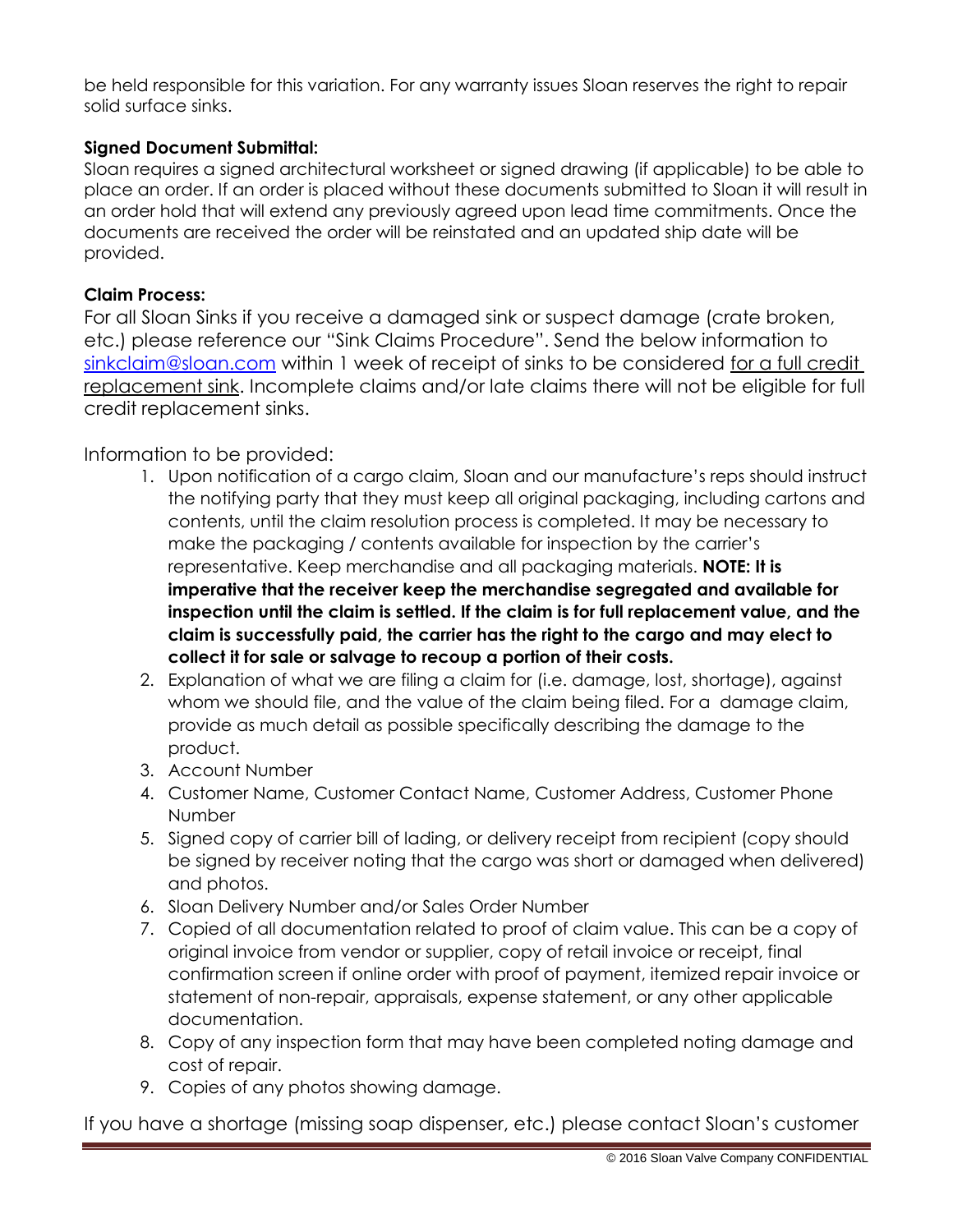be held responsible for this variation. For any warranty issues Sloan reserves the right to repair solid surface sinks.

**Signed Document Submittal:**

Sloan requires a signed architectural worksheet or signed drawing (if applicable) to be able to place an order. If an order is placed without these documents submitted to Sloan it will result in an order hold that will extend any previously agreed upon lead time commitments. Once the documents are received the order will be reinstated and an updated ship date will be provided.

**Claim Process:**

For all Sloan Sinks if you receive a damaged sink or suspect damage (crate broken, etc.) please reference our "Sink Claims Procedure". Send the below information to sinkclaim@sloan.com within 1 week of receipt of sinks to be considered for a full credit replacement sink. Incomplete claims and/or late claims there will not be eligible for full credit replacement sinks.

Information to be provided:

1. Upon notification of a cargo claim, Sloan and our manufacture's reps should instruct the notifying party that they must keep all original packaging, including cartons and contents, until the claim resolution process is completed. It may be necessary to make the packaging / contents available for inspection by the carrier's representative. Keep merchandise and all packaging materials. **NOTE: It is imperative that the receiver keep the merchandise segregated and available for inspection until the claim is settled. If the claim is for full replacement value, and the claim is successfully paid, the carrier has the right to the cargo and may elect to collect it for sale or salvage to recoup a portion of their costs.**
2. Explanation of what we are filing a claim for (i.e. damage, lost, shortage), against whom we should file, and the value of the claim being filed. For a damage claim, provide as much detail as possible specifically describing the damage to the product.
3. Account Number
4. Customer Name, Customer Contact Name, Customer Address, Customer Phone Number
5. Signed copy of carrier bill of lading, or delivery receipt from recipient (copy should be signed by receiver noting that the cargo was short or damaged when delivered) and photos.
6. Sloan Delivery Number and/or Sales Order Number
7. Copied of all documentation related to proof of claim value. This can be a copy of original invoice from vendor or supplier, copy of retail invoice or receipt, final confirmation screen if online order with proof of payment, itemized repair invoice or statement of non-repair, appraisals, expense statement, or any other applicable documentation.
8. Copy of any inspection form that may have been completed noting damage and cost of repair.
9. Copies of any photos showing damage.

If you have a shortage (missing soap dispenser, etc.) please contact Sloan's customer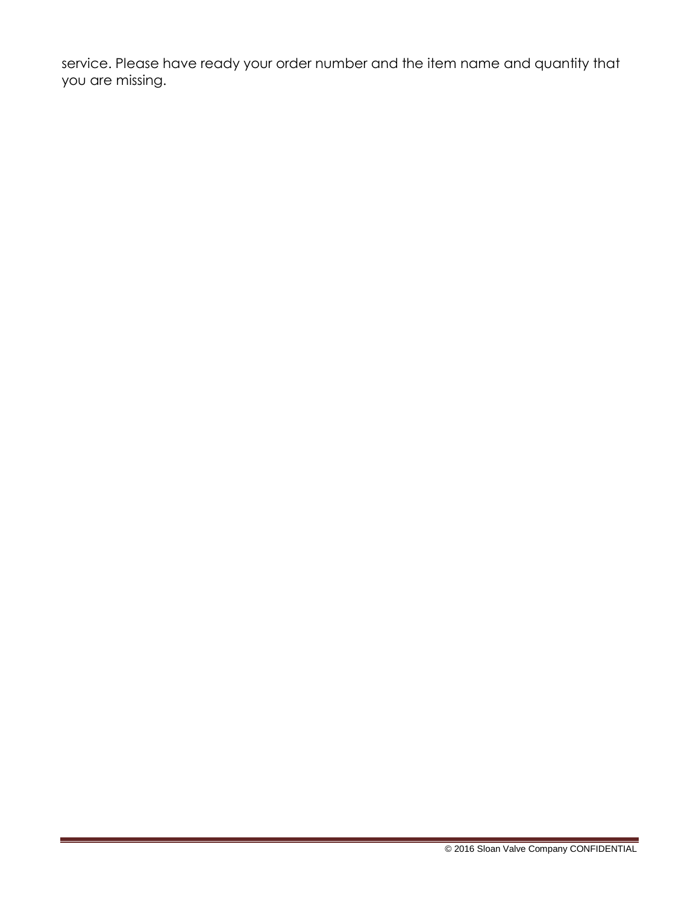service. Please have ready your order number and the item name and quantity that you are missing.